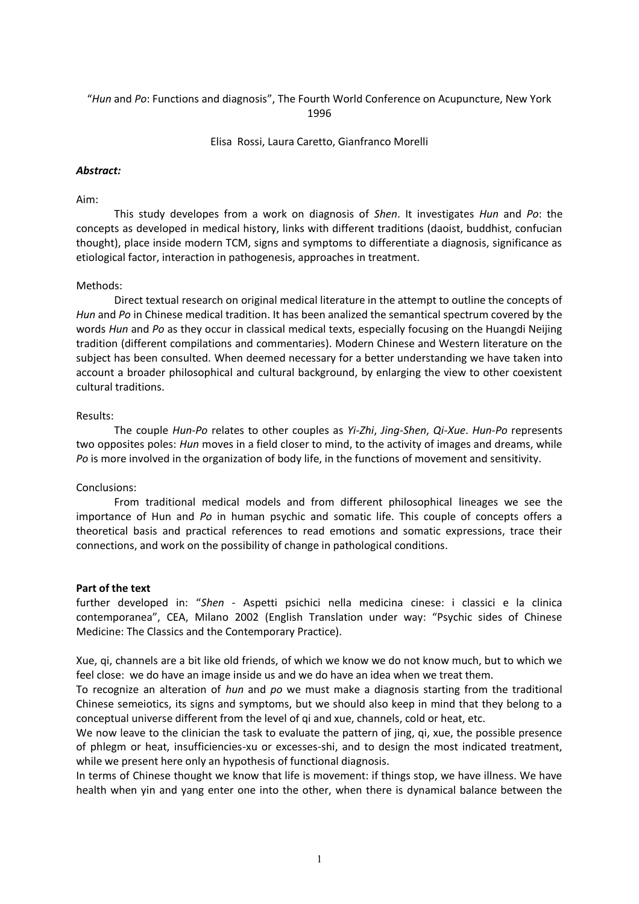"*Hun* and *Po*: Functions and diagnosis", The Fourth World Conference on Acupuncture, New York 1996

Elisa Rossi, Laura Caretto, Gianfranco Morelli

***Abstract:***

Aim:

This study developes from a work on diagnosis of *Shen*. It investigates *Hun* and *Po*: the concepts as developed in medical history, links with different traditions (daoist, buddhist, confucian thought), place inside modern TCM, signs and symptoms to differentiate a diagnosis, significance as etiological factor, interaction in pathogenesis, approaches in treatment.

Methods:

Direct textual research on original medical literature in the attempt to outline the concepts of *Hun* and *Po* in Chinese medical tradition. It has been analized the semantical spectrum covered by the words *Hun* and *Po* as they occur in classical medical texts, especially focusing on the Huangdi Neijing tradition (different compilations and commentaries). Modern Chinese and Western literature on the subject has been consulted. When deemed necessary for a better understanding we have taken into account a broader philosophical and cultural background, by enlarging the view to other coexistent cultural traditions.

Results:

The couple *Hun-Po* relates to other couples as *Yi-Zhi*, *Jing-Shen*, *Qi-Xue*. *Hun-Po* represents two opposites poles: *Hun* moves in a field closer to mind, to the activity of images and dreams, while *Po* is more involved in the organization of body life, in the functions of movement and sensitivity.

Conclusions:

From traditional medical models and from different philosophical lineages we see the importance of Hun and *Po* in human psychic and somatic life. This couple of concepts offers a theoretical basis and practical references to read emotions and somatic expressions, trace their connections, and work on the possibility of change in pathological conditions.

**Part of the text**

further developed in: "*Shen* - Aspetti psichici nella medicina cinese: i classici e la clinica contemporanea", CEA, Milano 2002 (English Translation under way: "Psychic sides of Chinese Medicine: The Classics and the Contemporary Practice).

Xue, qi, channels are a bit like old friends, of which we know we do not know much, but to which we feel close: we do have an image inside us and we do have an idea when we treat them.

To recognize an alteration of *hun* and *po* we must make a diagnosis starting from the traditional Chinese semeiotics, its signs and symptoms, but we should also keep in mind that they belong to a conceptual universe different from the level of qi and xue, channels, cold or heat, etc.

We now leave to the clinician the task to evaluate the pattern of jing, qi, xue, the possible presence of phlegm or heat, insufficiencies-xu or excesses-shi, and to design the most indicated treatment, while we present here only an hypothesis of functional diagnosis.

In terms of Chinese thought we know that life is movement: if things stop, we have illness. We have health when yin and yang enter one into the other, when there is dynamical balance between the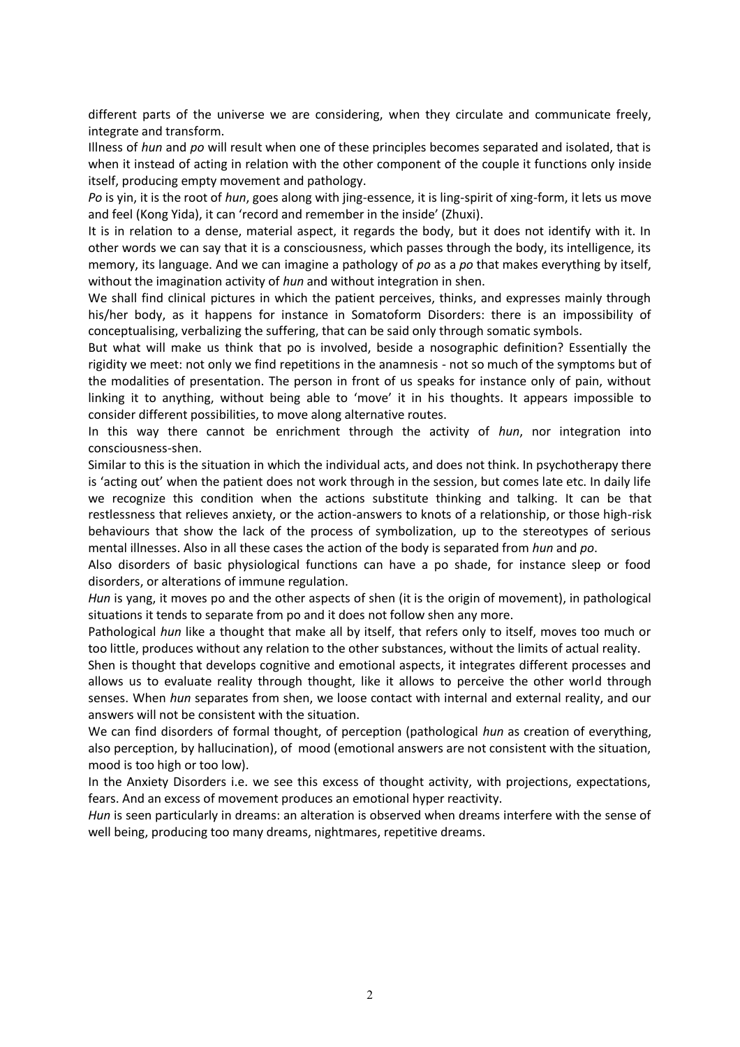different parts of the universe we are considering, when they circulate and communicate freely, integrate and transform.

Illness of *hun* and *po* will result when one of these principles becomes separated and isolated, that is when it instead of acting in relation with the other component of the couple it functions only inside itself, producing empty movement and pathology.

*Po* is yin, it is the root of *hun*, goes along with jing-essence, it is ling-spirit of xing-form, it lets us move and feel (Kong Yida), it can 'record and remember in the inside' (Zhuxi).

It is in relation to a dense, material aspect, it regards the body, but it does not identify with it. In other words we can say that it is a consciousness, which passes through the body, its intelligence, its memory, its language. And we can imagine a pathology of *po* as a *po* that makes everything by itself, without the imagination activity of *hun* and without integration in shen.

We shall find clinical pictures in which the patient perceives, thinks, and expresses mainly through his/her body, as it happens for instance in Somatoform Disorders: there is an impossibility of conceptualising, verbalizing the suffering, that can be said only through somatic symbols.

But what will make us think that po is involved, beside a nosographic definition? Essentially the rigidity we meet: not only we find repetitions in the anamnesis - not so much of the symptoms but of the modalities of presentation. The person in front of us speaks for instance only of pain, without linking it to anything, without being able to 'move' it in his thoughts. It appears impossible to consider different possibilities, to move along alternative routes.

In this way there cannot be enrichment through the activity of *hun*, nor integration into consciousness-shen.

Similar to this is the situation in which the individual acts, and does not think. In psychotherapy there is 'acting out' when the patient does not work through in the session, but comes late etc. In daily life we recognize this condition when the actions substitute thinking and talking. It can be that restlessness that relieves anxiety, or the action-answers to knots of a relationship, or those high-risk behaviours that show the lack of the process of symbolization, up to the stereotypes of serious mental illnesses. Also in all these cases the action of the body is separated from *hun* and *po*.

Also disorders of basic physiological functions can have a po shade, for instance sleep or food disorders, or alterations of immune regulation.

*Hun* is yang, it moves po and the other aspects of shen (it is the origin of movement), in pathological situations it tends to separate from po and it does not follow shen any more.

Pathological *hun* like a thought that make all by itself, that refers only to itself, moves too much or too little, produces without any relation to the other substances, without the limits of actual reality.

Shen is thought that develops cognitive and emotional aspects, it integrates different processes and allows us to evaluate reality through thought, like it allows to perceive the other world through senses. When *hun* separates from shen, we loose contact with internal and external reality, and our answers will not be consistent with the situation.

We can find disorders of formal thought, of perception (pathological *hun* as creation of everything, also perception, by hallucination), of mood (emotional answers are not consistent with the situation, mood is too high or too low).

In the Anxiety Disorders i.e. we see this excess of thought activity, with projections, expectations, fears. And an excess of movement produces an emotional hyper reactivity.

*Hun* is seen particularly in dreams: an alteration is observed when dreams interfere with the sense of well being, producing too many dreams, nightmares, repetitive dreams.